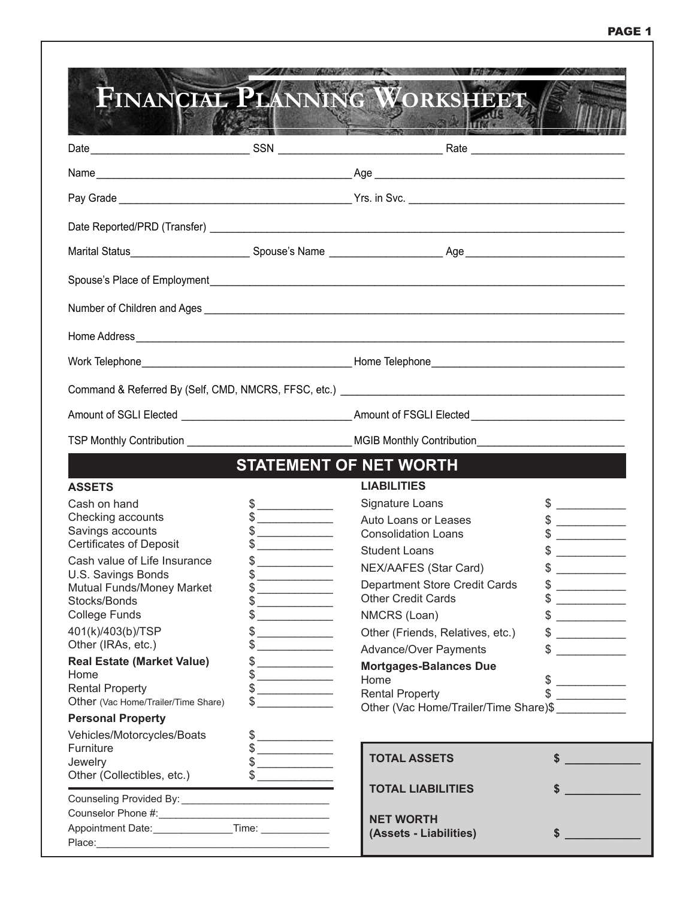# FINANCIAL PLANNING WORKSHEET

Date ______________________ SSN ______________________ Rate ______________________

Name ______________________________________ Age ______________________________________

Pay Grade ______________________________________ Yrs. in Svc. ______________________________________

Date Reported/PRD (Transfer) ______________________________________________________________

Marital Status __________________ Spouse's Name __________________ Age __________________

Spouse's Place of Employment ______________________________________________________________

Number of Children and Ages ______________________________________________________________

Home Address ______________________________________________________________

Work Telephone ______________________________ Home Telephone ______________________________

Command & Referred By (Self, CMD, NMCRS, FFSC, etc.) ______________________________________

Amount of SGLI Elected ______________________________ Amount of FSGLI Elected ______________________________

TSP Monthly Contribution ______________________________ MGIB Monthly Contribution ______________________________

## STATEMENT OF NET WORTH

### ASSETS

| Item | Amount |
|---|---|
| Cash on hand | $ __________ |
| Checking accounts | $ __________ |
| Savings accounts | $ __________ |
| Certificates of Deposit | $ __________ |
| Cash value of Life Insurance | $ __________ |
| U.S. Savings Bonds | $ __________ |
| Mutual Funds/Money Market | $ __________ |
| Stocks/Bonds | $ __________ |
| College Funds | $ __________ |
| 401(k)/403(b)/TSP | $ __________ |
| Other (IRAs, etc.) | $ __________ |
| **Real Estate (Market Value)** | $ __________ |
| Home | $ __________ |
| Rental Property | $ __________ |
| Other (Vac Home/Trailer/Time Share) | $ __________ |
| **Personal Property** | |
| Vehicles/Motorcycles/Boats | $ __________ |
| Furniture | $ __________ |
| Jewelry | $ __________ |
| Other (Collectibles, etc.) | $ __________ |

### LIABILITIES

| Item | Amount |
|---|---|
| Signature Loans | $ __________ |
| Auto Loans or Leases | $ __________ |
| Consolidation Loans | $ __________ |
| Student Loans | $ __________ |
| NEX/AAFES (Star Card) | $ __________ |
| Department Store Credit Cards | $ __________ |
| Other Credit Cards | $ __________ |
| NMCRS (Loan) | $ __________ |
| Other (Friends, Relatives, etc.) | $ __________ |
| Advance/Over Payments | $ __________ |
| **Mortgages-Balances Due** | |
| Home | $ __________ |
| Rental Property | $ __________ |
| Other (Vac Home/Trailer/Time Share) | $ __________ |

| | |
|---|---|
| **TOTAL ASSETS** | **$ __________** |
| **TOTAL LIABILITIES** | **$ __________** |
| **NET WORTH (Assets - Liabilities)** | **$ __________** |

Counseling Provided By: ______________________

Counselor Phone #: ______________________

Appointment Date: ____________ Time: __________

Place: ______________________________________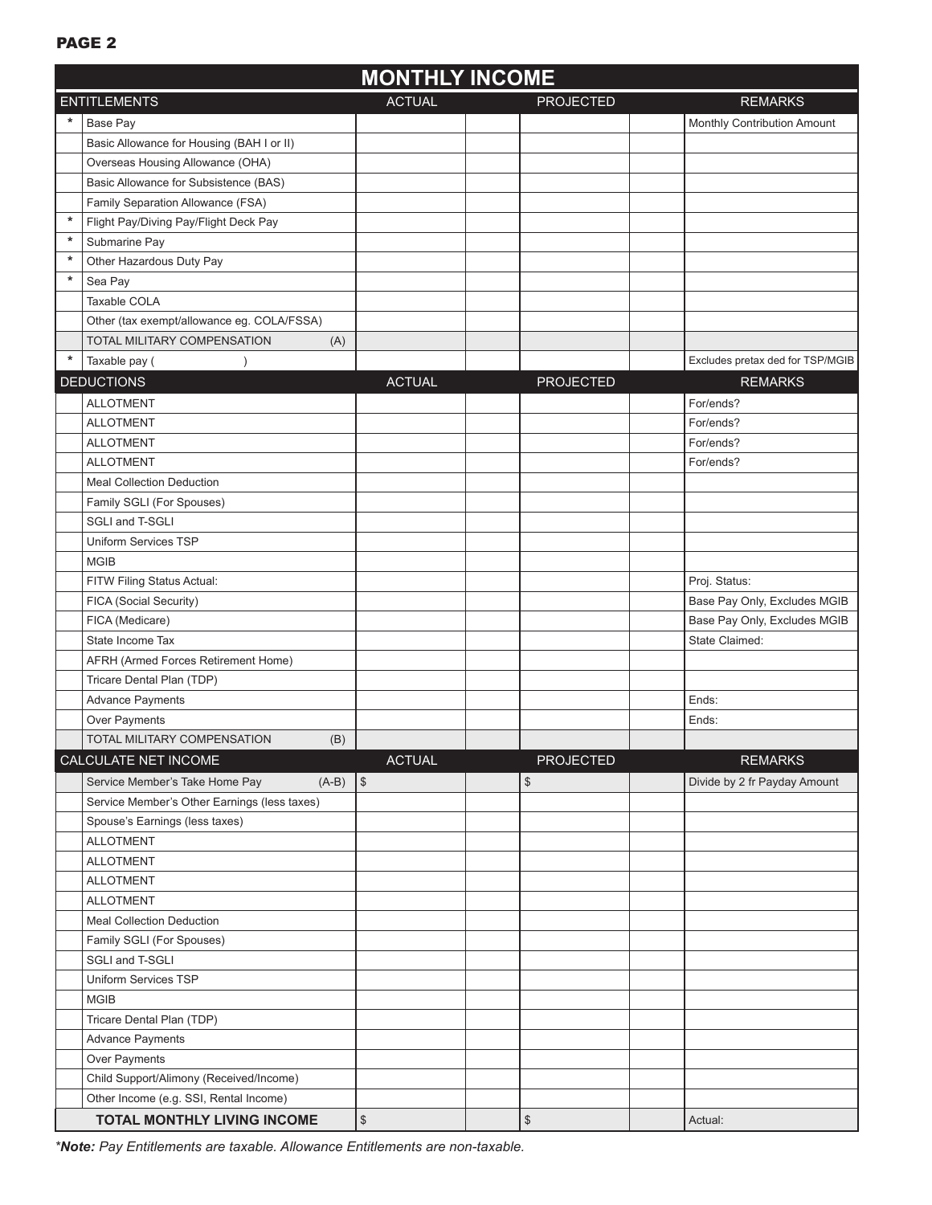## MONTHLY INCOME

| | ENTITLEMENTS | ACTUAL | | PROJECTED | | REMARKS |
|---|---|---|---|---|---|---|
| * | Base Pay | | | | | Monthly Contribution Amount |
| | Basic Allowance for Housing (BAH I or II) | | | | | |
| | Overseas Housing Allowance (OHA) | | | | | |
| | Basic Allowance for Subsistence (BAS) | | | | | |
| | Family Separation Allowance (FSA) | | | | | |
| * | Flight Pay/Diving Pay/Flight Deck Pay | | | | | |
| * | Submarine Pay | | | | | |
| * | Other Hazardous Duty Pay | | | | | |
| * | Sea Pay | | | | | |
| | Taxable COLA | | | | | |
| | Other (tax exempt/allowance eg. COLA/FSSA) | | | | | |
| | TOTAL MILITARY COMPENSATION (A) | | | | | |
| * | Taxable pay ( ) | | | | | Excludes pretax ded for TSP/MGIB |
| | **DEDUCTIONS** | **ACTUAL** | | **PROJECTED** | | **REMARKS** |
| | ALLOTMENT | | | | | For/ends? |
| | ALLOTMENT | | | | | For/ends? |
| | ALLOTMENT | | | | | For/ends? |
| | ALLOTMENT | | | | | For/ends? |
| | Meal Collection Deduction | | | | | |
| | Family SGLI (For Spouses) | | | | | |
| | SGLI and T-SGLI | | | | | |
| | Uniform Services TSP | | | | | |
| | MGIB | | | | | |
| | FITW Filing Status Actual: | | | | | Proj. Status: |
| | FICA (Social Security) | | | | | Base Pay Only, Excludes MGIB |
| | FICA (Medicare) | | | | | Base Pay Only, Excludes MGIB |
| | State Income Tax | | | | | State Claimed: |
| | AFRH (Armed Forces Retirement Home) | | | | | |
| | Tricare Dental Plan (TDP) | | | | | |
| | Advance Payments | | | | | Ends: |
| | Over Payments | | | | | Ends: |
| | TOTAL MILITARY COMPENSATION (B) | | | | | |
| | **CALCULATE NET INCOME** | **ACTUAL** | | **PROJECTED** | | **REMARKS** |
| | Service Member's Take Home Pay (A-B) | $ | | $ | | Divide by 2 fr Payday Amount |
| | Service Member's Other Earnings (less taxes) | | | | | |
| | Spouse's Earnings (less taxes) | | | | | |
| | ALLOTMENT | | | | | |
| | ALLOTMENT | | | | | |
| | ALLOTMENT | | | | | |
| | ALLOTMENT | | | | | |
| | Meal Collection Deduction | | | | | |
| | Family SGLI (For Spouses) | | | | | |
| | SGLI and T-SGLI | | | | | |
| | Uniform Services TSP | | | | | |
| | MGIB | | | | | |
| | Tricare Dental Plan (TDP) | | | | | |
| | Advance Payments | | | | | |
| | Over Payments | | | | | |
| | Child Support/Alimony (Received/Income) | | | | | |
| | Other Income (e.g. SSI, Rental Income) | | | | | |
| | **TOTAL MONTHLY LIVING INCOME** | $ | | $ | | Actual: |

**Note:* *Pay Entitlements are taxable. Allowance Entitlements are non-taxable.*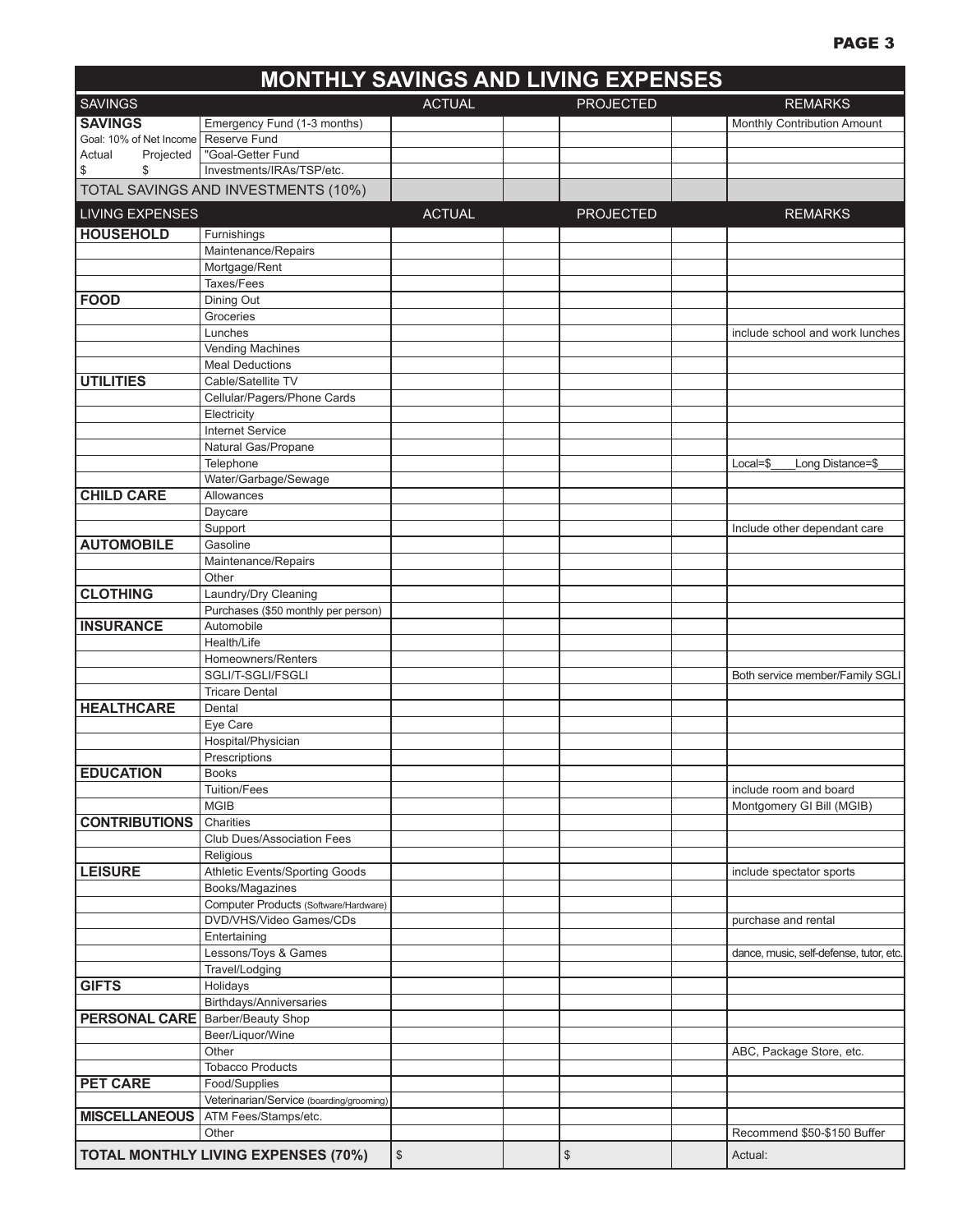# MONTHLY SAVINGS AND LIVING EXPENSES

| SAVINGS | | ACTUAL | | PROJECTED | | REMARKS |
|---|---|---|---|---|---|---|
| **SAVINGS** | Emergency Fund (1-3 months) | | | | | Monthly Contribution Amount |
| Goal: 10% of Net Income | Reserve Fund | | | | | |
| Actual Projected | "Goal-Getter Fund | | | | | |
| $ $ | Investments/IRAs/TSP/etc. | | | | | |
| TOTAL SAVINGS AND INVESTMENTS (10%) | | | | | | |

| LIVING EXPENSES | | ACTUAL | | PROJECTED | | REMARKS |
|---|---|---|---|---|---|---|
| **HOUSEHOLD** | Furnishings | | | | | |
| | Maintenance/Repairs | | | | | |
| | Mortgage/Rent | | | | | |
| | Taxes/Fees | | | | | |
| **FOOD** | Dining Out | | | | | |
| | Groceries | | | | | |
| | Lunches | | | | | include school and work lunches |
| | Vending Machines | | | | | |
| | Meal Deductions | | | | | |
| **UTILITIES** | Cable/Satellite TV | | | | | |
| | Cellular/Pagers/Phone Cards | | | | | |
| | Electricity | | | | | |
| | Internet Service | | | | | |
| | Natural Gas/Propane | | | | | |
| | Telephone | | | | | Local=$____Long Distance=$____ |
| | Water/Garbage/Sewage | | | | | |
| **CHILD CARE** | Allowances | | | | | |
| | Daycare | | | | | |
| | Support | | | | | Include other dependant care |
| **AUTOMOBILE** | Gasoline | | | | | |
| | Maintenance/Repairs | | | | | |
| | Other | | | | | |
| **CLOTHING** | Laundry/Dry Cleaning | | | | | |
| | Purchases ($50 monthly per person) | | | | | |
| **INSURANCE** | Automobile | | | | | |
| | Health/Life | | | | | |
| | Homeowners/Renters | | | | | |
| | SGLI/T-SGLI/FSGLI | | | | | Both service member/Family SGLI |
| | Tricare Dental | | | | | |
| **HEALTHCARE** | Dental | | | | | |
| | Eye Care | | | | | |
| | Hospital/Physician | | | | | |
| | Prescriptions | | | | | |
| **EDUCATION** | Books | | | | | |
| | Tuition/Fees | | | | | include room and board |
| | MGIB | | | | | Montgomery GI Bill (MGIB) |
| **CONTRIBUTIONS** | Charities | | | | | |
| | Club Dues/Association Fees | | | | | |
| | Religious | | | | | |
| **LEISURE** | Athletic Events/Sporting Goods | | | | | include spectator sports |
| | Books/Magazines | | | | | |
| | Computer Products (Software/Hardware) | | | | | |
| | DVD/VHS/Video Games/CDs | | | | | purchase and rental |
| | Entertaining | | | | | |
| | Lessons/Toys & Games | | | | | dance, music, self-defense, tutor, etc. |
| | Travel/Lodging | | | | | |
| **GIFTS** | Holidays | | | | | |
| | Birthdays/Anniversaries | | | | | |
| **PERSONAL CARE** | Barber/Beauty Shop | | | | | |
| | Beer/Liquor/Wine | | | | | |
| | Other | | | | | ABC, Package Store, etc. |
| | Tobacco Products | | | | | |
| **PET CARE** | Food/Supplies | | | | | |
| | Veterinarian/Service (boarding/grooming) | | | | | |
| **MISCELLANEOUS** | ATM Fees/Stamps/etc. | | | | | |
| | Other | | | | | Recommend $50-$150 Buffer |
| **TOTAL MONTHLY LIVING EXPENSES (70%)** | | $ | | $ | | Actual: |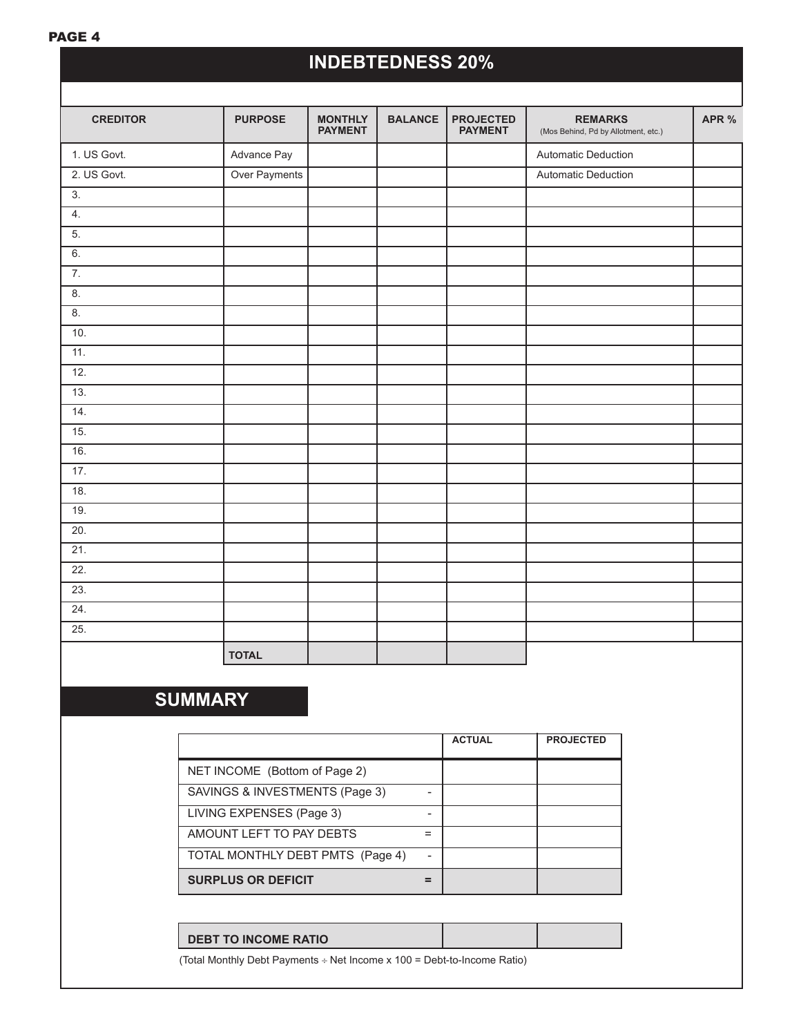# INDEBTEDNESS 20%

| CREDITOR | PURPOSE | MONTHLY PAYMENT | BALANCE | PROJECTED PAYMENT | REMARKS (Mos Behind, Pd by Allotment, etc.) | APR % |
|---|---|---|---|---|---|---|
| 1. US Govt. | Advance Pay | | | | Automatic Deduction | |
| 2. US Govt. | Over Payments | | | | Automatic Deduction | |
| 3. | | | | | | |
| 4. | | | | | | |
| 5. | | | | | | |
| 6. | | | | | | |
| 7. | | | | | | |
| 8. | | | | | | |
| 8. | | | | | | |
| 10. | | | | | | |
| 11. | | | | | | |
| 12. | | | | | | |
| 13. | | | | | | |
| 14. | | | | | | |
| 15. | | | | | | |
| 16. | | | | | | |
| 17. | | | | | | |
| 18. | | | | | | |
| 19. | | | | | | |
| 20. | | | | | | |
| 21. | | | | | | |
| 22. | | | | | | |
| 23. | | | | | | |
| 24. | | | | | | |
| 25. | | | | | | |
| | **TOTAL** | | | | | |

## SUMMARY

| | ACTUAL | PROJECTED |
|---|---|---|
| NET INCOME (Bottom of Page 2) | | |
| SAVINGS & INVESTMENTS (Page 3) - | | |
| LIVING EXPENSES (Page 3) - | | |
| AMOUNT LEFT TO PAY DEBTS = | | |
| TOTAL MONTHLY DEBT PMTS (Page 4) - | | |
| **SURPLUS OR DEFICIT =** | | |

| | | |
|---|---|---|
| **DEBT TO INCOME RATIO** | | |

(Total Monthly Debt Payments ÷ Net Income x 100 = Debt-to-Income Ratio)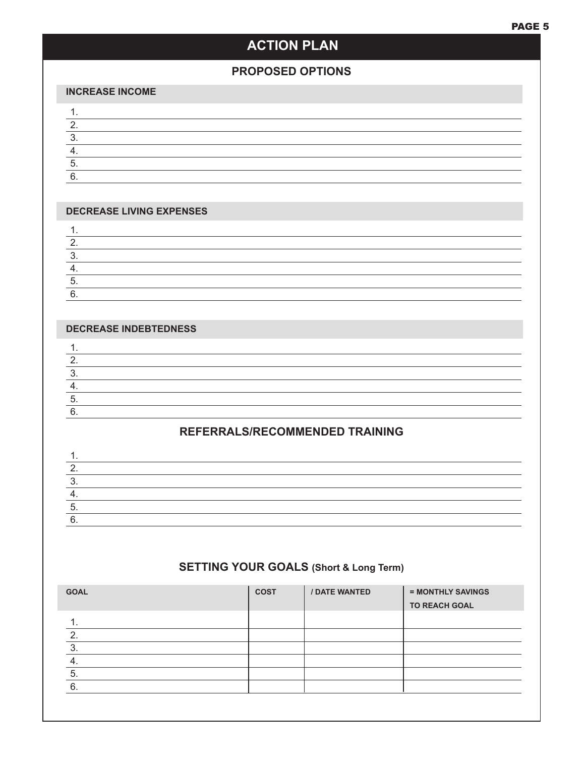# ACTION PLAN

## PROPOSED OPTIONS

### INCREASE INCOME

1.
2.
3.
4.
5.
6.

### DECREASE LIVING EXPENSES

1.
2.
3.
4.
5.
6.

### DECREASE INDEBTEDNESS

1.
2.
3.
4.
5.
6.

## REFERRALS/RECOMMENDED TRAINING

1.
2.
3.
4.
5.
6.

## SETTING YOUR GOALS (Short & Long Term)

| GOAL | COST | / DATE WANTED | = MONTHLY SAVINGS TO REACH GOAL |
|---|---|---|---|
| 1. | | | |
| 2. | | | |
| 3. | | | |
| 4. | | | |
| 5. | | | |
| 6. | | | |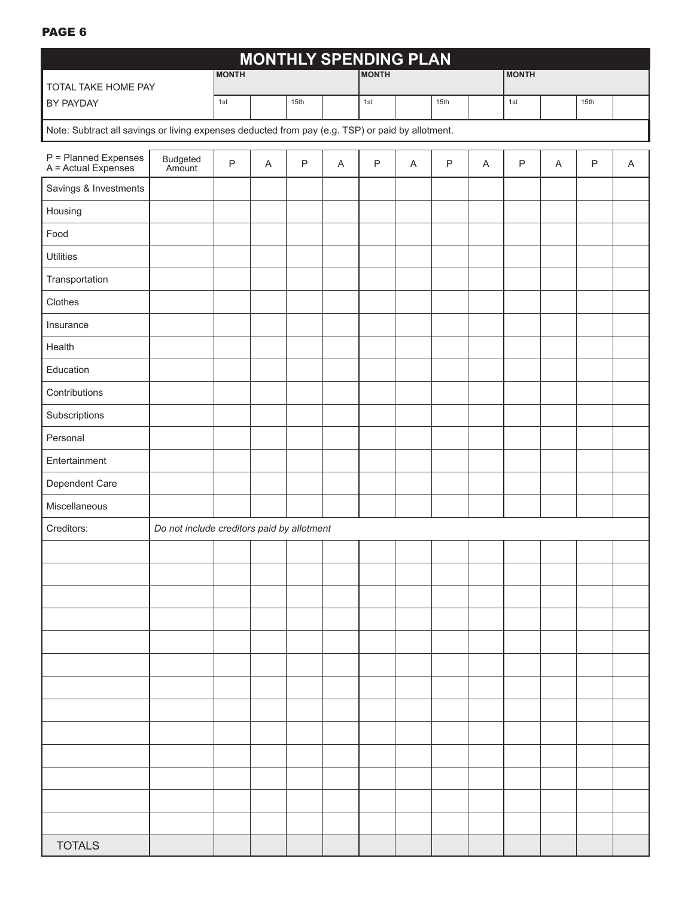# MONTHLY SPENDING PLAN

| TOTAL TAKE HOME PAY BY PAYDAY | MONTH | | | | MONTH | | | | MONTH | | | |
|---|---|---|---|---|---|---|---|---|---|---|---|---|
| | 1st | | 15th | | 1st | | 15th | | 1st | | 15th | |

Note: Subtract all savings or living expenses deducted from pay (e.g. TSP) or paid by allotment.

| P = Planned Expenses A = Actual Expenses | Budgeted Amount | P | A | P | A | P | A | P | A | P | A | P | A |
|---|---|---|---|---|---|---|---|---|---|---|---|---|---|
| Savings & Investments | | | | | | | | | | | | | |
| Housing | | | | | | | | | | | | | |
| Food | | | | | | | | | | | | | |
| Utilities | | | | | | | | | | | | | |
| Transportation | | | | | | | | | | | | | |
| Clothes | | | | | | | | | | | | | |
| Insurance | | | | | | | | | | | | | |
| Health | | | | | | | | | | | | | |
| Education | | | | | | | | | | | | | |
| Contributions | | | | | | | | | | | | | |
| Subscriptions | | | | | | | | | | | | | |
| Personal | | | | | | | | | | | | | |
| Entertainment | | | | | | | | | | | | | |
| Dependent Care | | | | | | | | | | | | | |
| Miscellaneous | | | | | | | | | | | | | |
| Creditors: | *Do not include creditors paid by allotment* | | | | | | | | | | | | |
| | | | | | | | | | | | | | |
| | | | | | | | | | | | | | |
| | | | | | | | | | | | | | |
| | | | | | | | | | | | | | |
| | | | | | | | | | | | | | |
| | | | | | | | | | | | | | |
| | | | | | | | | | | | | | |
| | | | | | | | | | | | | | |
| | | | | | | | | | | | | | |
| | | | | | | | | | | | | | |
| | | | | | | | | | | | | | |
| | | | | | | | | | | | | | |
| | | | | | | | | | | | | | |
| TOTALS | | | | | | | | | | | | | |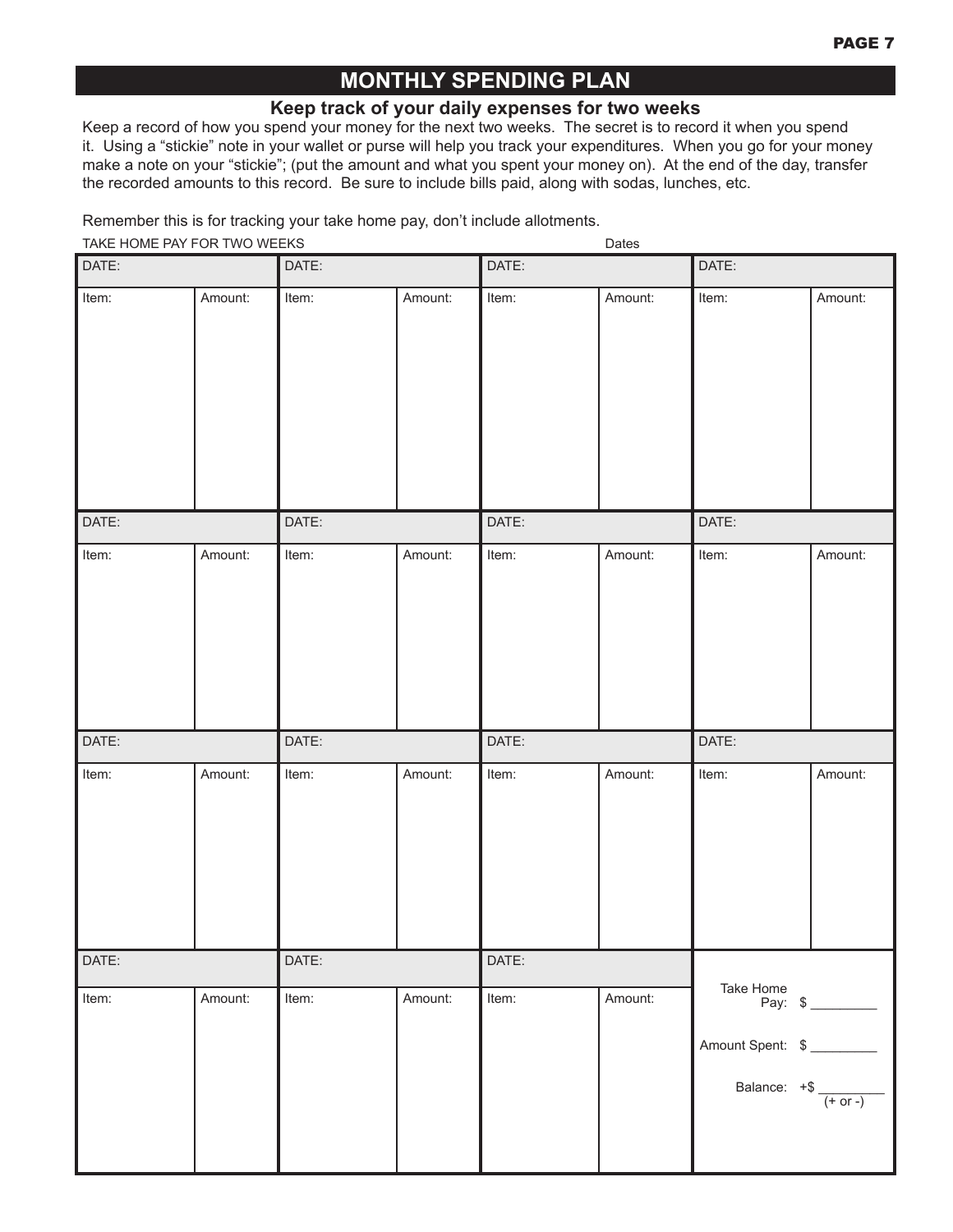# MONTHLY SPENDING PLAN

## Keep track of your daily expenses for two weeks

Keep a record of how you spend your money for the next two weeks. The secret is to record it when you spend it. Using a "stickie" note in your wallet or purse will help you track your expenditures. When you go for your money make a note on your "stickie"; (put the amount and what you spent your money on). At the end of the day, transfer the recorded amounts to this record. Be sure to include bills paid, along with sodas, lunches, etc.

Remember this is for tracking your take home pay, don't include allotments.

TAKE HOME PAY FOR TWO WEEKS Dates

| DATE: | | DATE: | | DATE: | | DATE: | |
|---|---|---|---|---|---|---|---|
| Item: | Amount: | Item: | Amount: | Item: | Amount: | Item: | Amount: |
| | | | | | | | |
| **DATE:** | | **DATE:** | | **DATE:** | | **DATE:** | |
| Item: | Amount: | Item: | Amount: | Item: | Amount: | Item: | Amount: |
| | | | | | | | |
| **DATE:** | | **DATE:** | | **DATE:** | | **DATE:** | |
| Item: | Amount: | Item: | Amount: | Item: | Amount: | Item: | Amount: |
| | | | | | | | |
| **DATE:** | | **DATE:** | | **DATE:** | | | |
| Item: | Amount: | Item: | Amount: | Item: | Amount: | Take Home Pay: | $ _________ |
| | | | | | | Amount Spent: | $ _________ |
| | | | | | | Balance: | +$ _________ (+ or -) |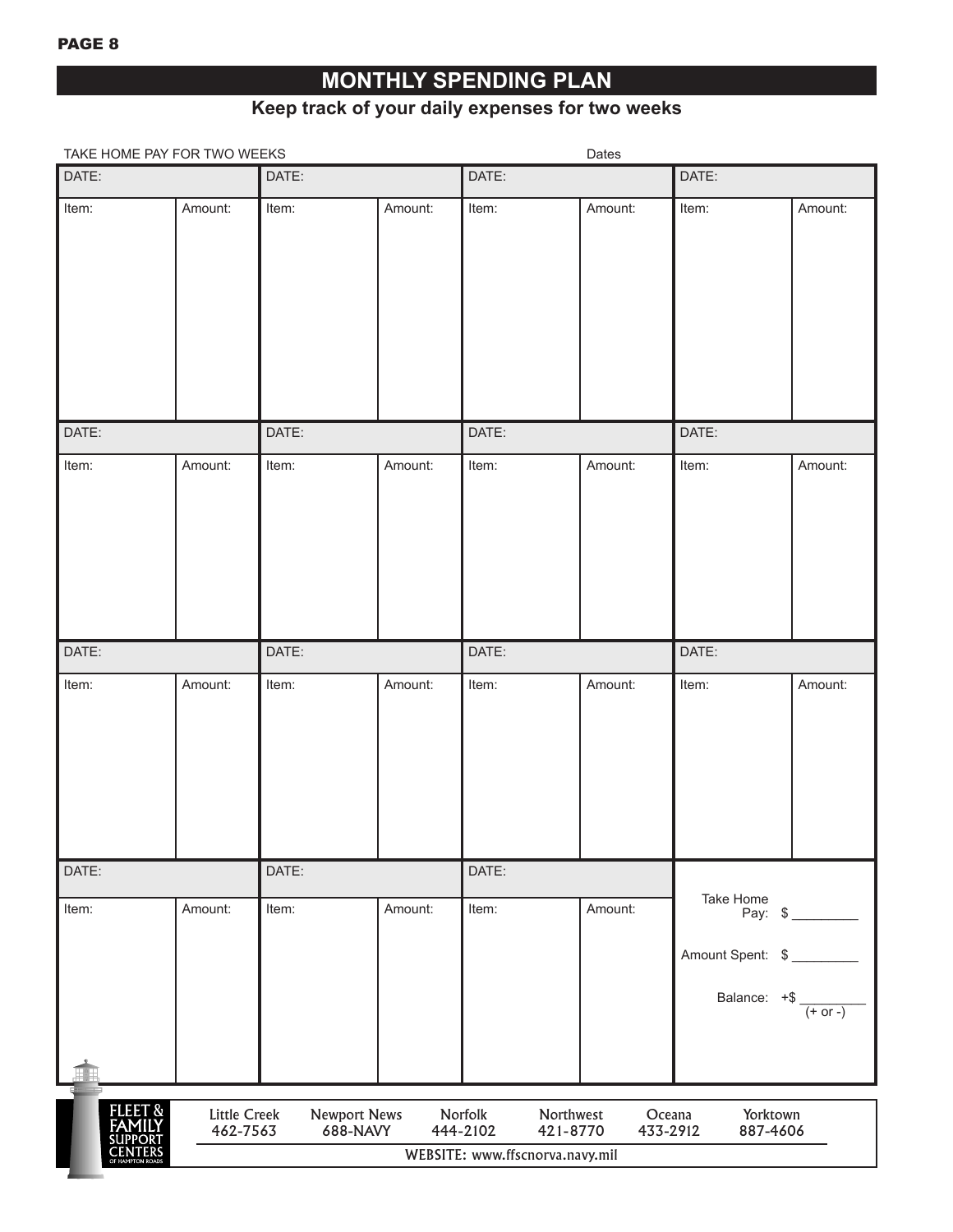# MONTHLY SPENDING PLAN

**Keep track of your daily expenses for two weeks**

TAKE HOME PAY FOR TWO WEEKS Dates

| DATE: | | DATE: | | DATE: | | DATE: | |
|---|---|---|---|---|---|---|---|
| Item: | Amount: | Item: | Amount: | Item: | Amount: | Item: | Amount: |
| | | | | | | | |
| DATE: | | DATE: | | DATE: | | DATE: | |
| Item: | Amount: | Item: | Amount: | Item: | Amount: | Item: | Amount: |
| | | | | | | | |
| DATE: | | DATE: | | DATE: | | DATE: | |
| Item: | Amount: | Item: | Amount: | Item: | Amount: | Item: | Amount: |
| | | | | | | | |
| DATE: | | DATE: | | DATE: | | | |
| Item: | Amount: | Item: | Amount: | Item: | Amount: | Take Home Pay: | $ _________ |
| | | | | | | Amount Spent: | $ _________ |
| | | | | | | Balance: | +$ _________ (+ or -) |

FLEET & FAMILY SUPPORT CENTERS OF HAMPTON ROADS

| Little Creek | Newport News | Norfolk | Northwest | Oceana | Yorktown |
|---|---|---|---|---|---|
| 462-7563 | 688-NAVY | 444-2102 | 421-8770 | 433-2912 | 887-4606 |

WEBSITE: www.ffscnorva.navy.mil